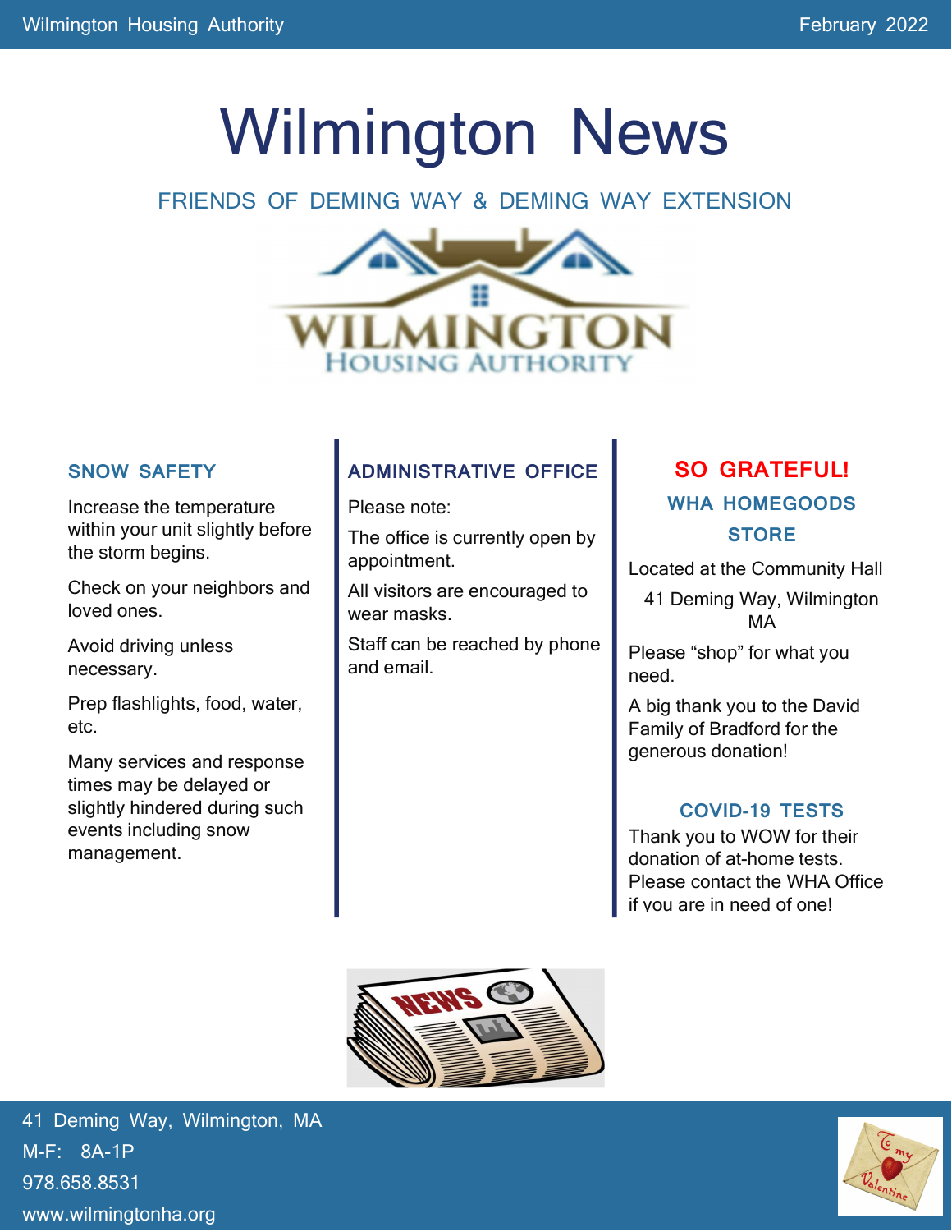# Wilmington News

FRIENDS OF DEMING WAY & DEMING WAY EXTENSION

## SNOW SAFETY

Increase the temperature within your unit slightly before the storm begins.

Check on your neighbors and loved ones.

Avoid driving unless necessary.

Prep flashlights, food, water, etc.

Many services and response times may be delayed or slightly hindered during such events including snow management.

## ADMINISTRATIVE OFFICE

Please note:

The office is currently open by appointment.

All visitors are encouraged to wear masks.

Staff can be reached by phone and email.

## SO GRATEFUL!

### WHA HOMEGOODS STORE

Located at the Community Hall

41 Deming Way, Wilmington MA

Please "shop" for what you need.

A big thank you to the David Family of Bradford for the generous donation!

### COVID-19 TESTS

Thank you to WOW for their donation of at-home tests. Please contact the WHA Office if you are in need of one!

41 Deming Way, Wilmington, MA

M-F: 8A-1P

978.658.8531

www.wilmingtonha.org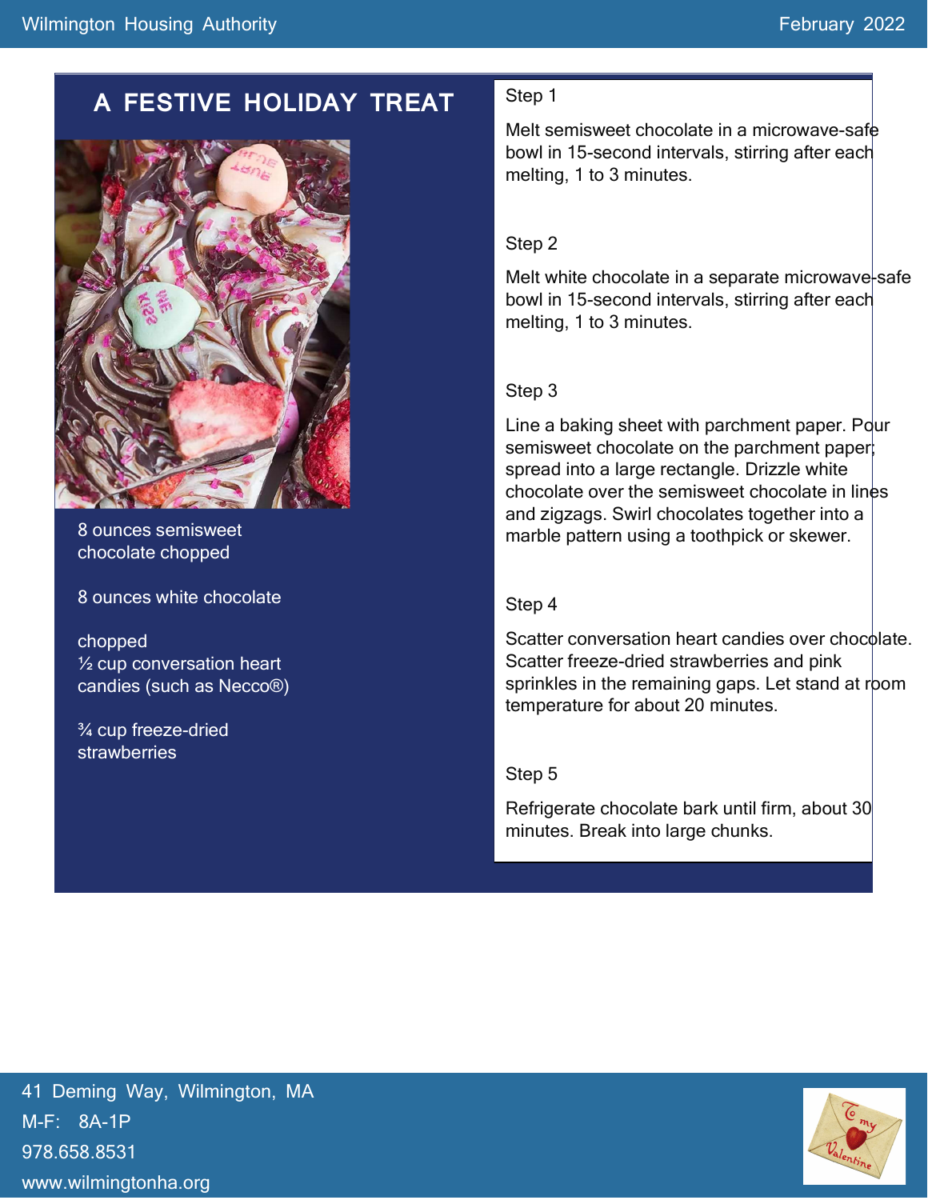# A FESTIVE HOLIDAY TREAT

8 ounces semisweet chocolate chopped

8 ounces white chocolate

chopped
½ cup conversation heart candies (such as Necco®)

¾ cup freeze-dried strawberries

Step 1

Melt semisweet chocolate in a microwave-safe bowl in 15-second intervals, stirring after each melting, 1 to 3 minutes.

Step 2

Melt white chocolate in a separate microwave-safe bowl in 15-second intervals, stirring after each melting, 1 to 3 minutes.

Step 3

Line a baking sheet with parchment paper. Pour semisweet chocolate on the parchment paper; spread into a large rectangle. Drizzle white chocolate over the semisweet chocolate in lines and zigzags. Swirl chocolates together into a marble pattern using a toothpick or skewer.

Step 4

Scatter conversation heart candies over chocolate. Scatter freeze-dried strawberries and pink sprinkles in the remaining gaps. Let stand at room temperature for about 20 minutes.

Step 5

Refrigerate chocolate bark until firm, about 30 minutes. Break into large chunks.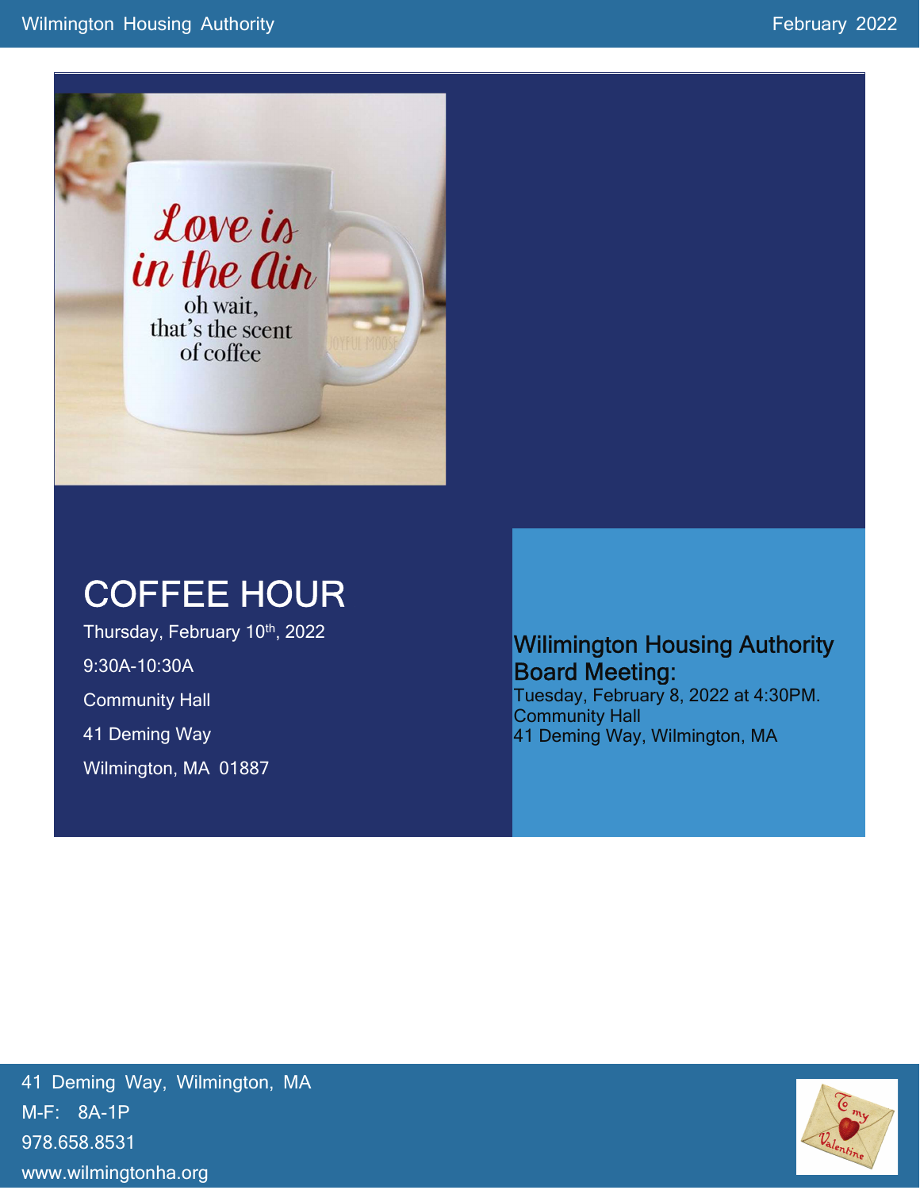# COFFEE HOUR

Thursday, February 10th, 2022

9:30A-10:30A

Community Hall

41 Deming Way

Wilmington, MA 01887

## Wilimington Housing Authority Board Meeting:

Tuesday, February 8, 2022 at 4:30PM.
Community Hall
41 Deming Way, Wilmington, MA

41 Deming Way, Wilmington, MA
M-F: 8A-1P
978.658.8531
www.wilmingtonha.org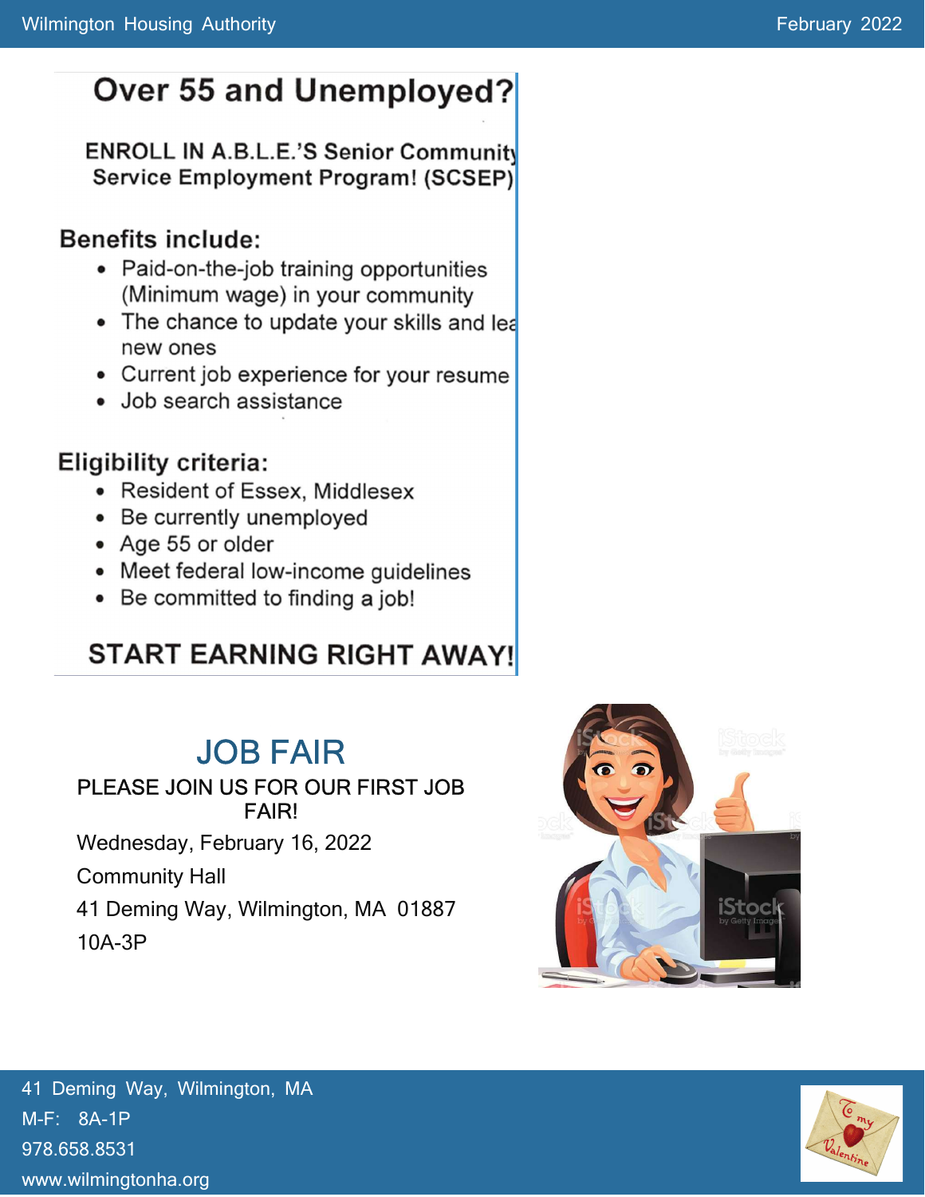# Over 55 and Unemployed?

**ENROLL IN A.B.L.E.'S Senior Community Service Employment Program! (SCSEP)**

## Benefits include:

- Paid-on-the-job training opportunities (Minimum wage) in your community
- The chance to update your skills and lea new ones
- Current job experience for your resume
- Job search assistance

## Eligibility criteria:

- Resident of Essex, Middlesex
- Be currently unemployed
- Age 55 or older
- Meet federal low-income guidelines
- Be committed to finding a job!

**START EARNING RIGHT AWAY!**

# JOB FAIR

PLEASE JOIN US FOR OUR FIRST JOB FAIR!

Wednesday, February 16, 2022

Community Hall

41 Deming Way, Wilmington, MA 01887

10A-3P

41 Deming Way, Wilmington, MA

M-F: 8A-1P

978.658.8531

www.wilmingtonha.org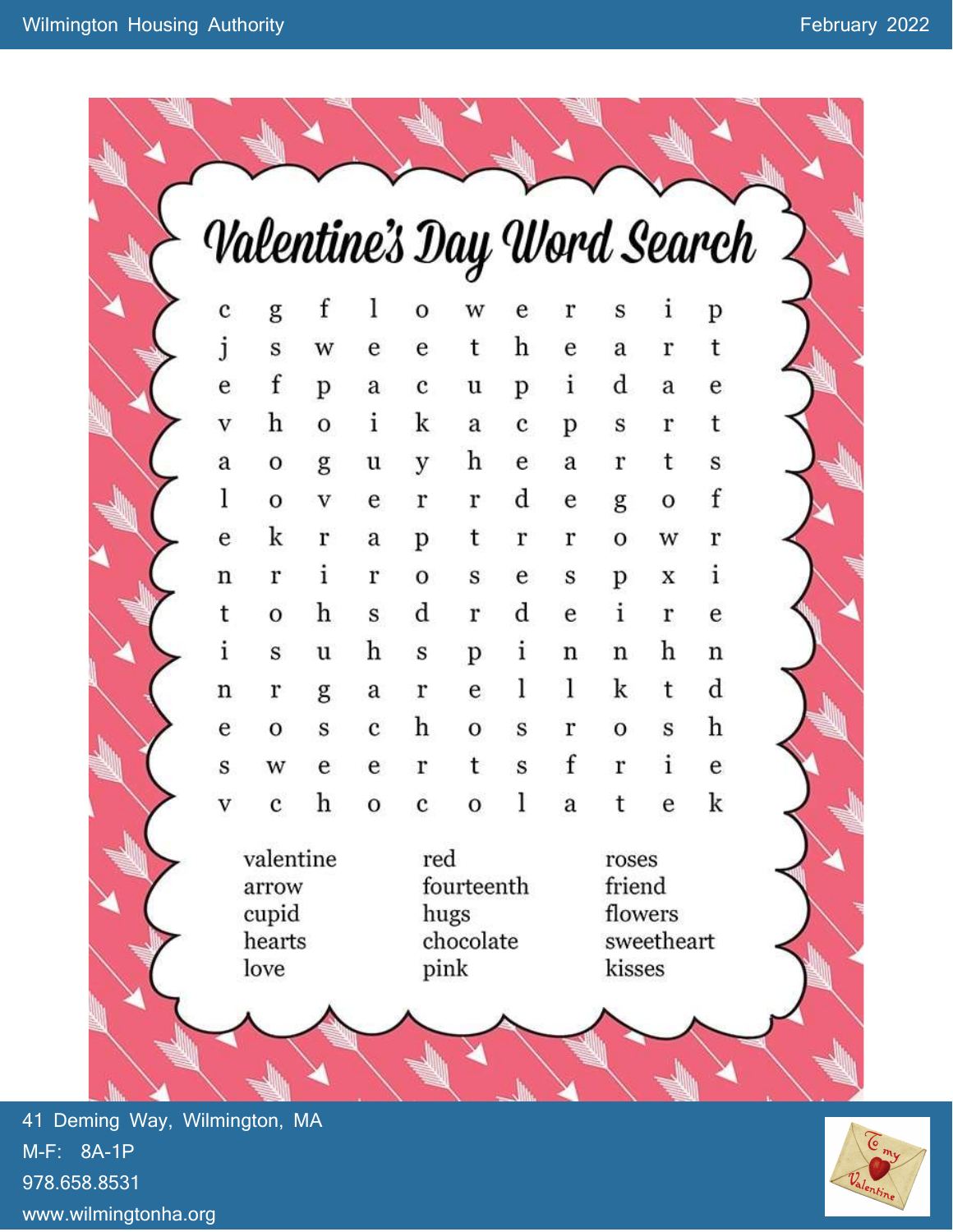# Valentine's Day Word Search

| | | | | | | | | | | |
|---|---|---|---|---|---|---|---|---|---|---|
| c | g | f | l | o | w | e | r | s | i | p |
| j | s | w | e | e | t | h | e | a | r | t |
| e | f | p | a | c | u | p | i | d | a | e |
| v | h | o | i | k | a | c | p | s | r | t |
| a | o | g | u | y | h | e | a | r | t | s |
| l | o | v | e | r | r | d | e | g | o | f |
| e | k | r | a | p | t | r | r | o | w | r |
| n | r | i | r | o | s | e | s | p | x | i |
| t | o | h | s | d | r | d | e | i | r | e |
| i | s | u | h | s | p | i | n | n | h | n |
| n | r | g | a | r | e | l | l | k | t | d |
| e | o | s | c | h | o | s | r | o | s | h |
| s | w | e | e | r | t | s | f | r | i | e |
| v | c | h | o | c | o | l | a | t | e | k |

valentine
arrow
cupid
hearts
love

red
fourteenth
hugs
chocolate
pink

roses
friend
flowers
sweetheart
kisses

41 Deming Way, Wilmington, MA
M-F: 8A-1P
978.658.8531
www.wilmingtonha.org